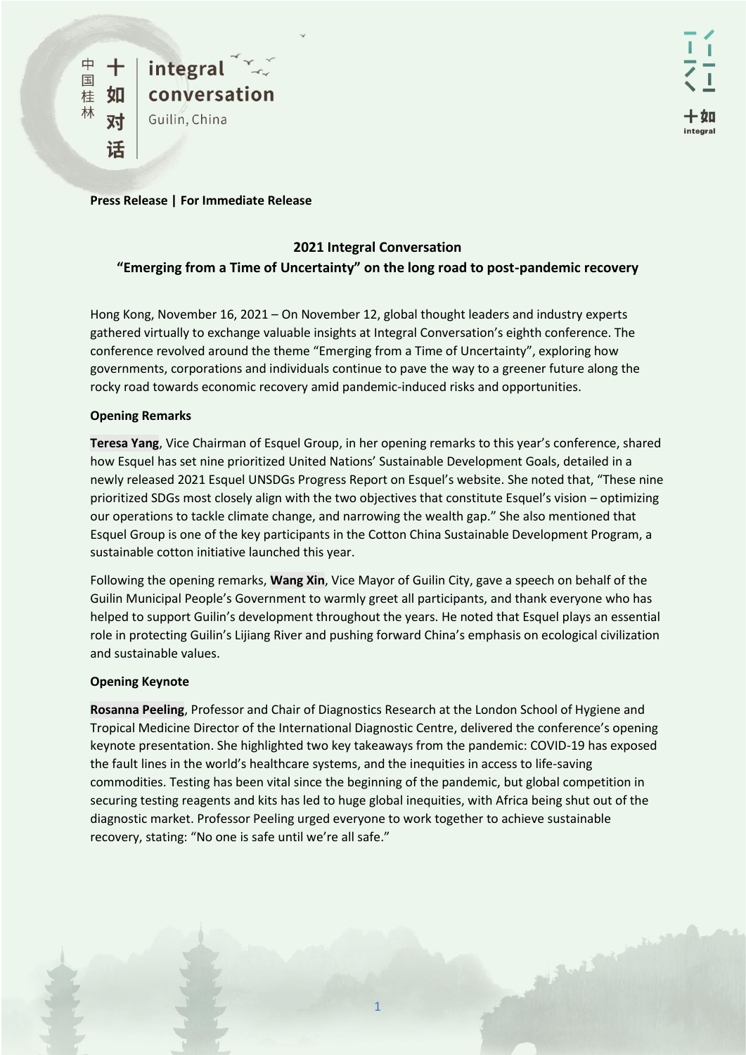中国桂林 十如对话 integral conversation Guilin, China

**Press Release | For Immediate Release**

**2021 Integral Conversation**
**"Emerging from a Time of Uncertainty" on the long road to post-pandemic recovery**

Hong Kong, November 16, 2021 – On November 12, global thought leaders and industry experts gathered virtually to exchange valuable insights at Integral Conversation's eighth conference. The conference revolved around the theme "Emerging from a Time of Uncertainty", exploring how governments, corporations and individuals continue to pave the way to a greener future along the rocky road towards economic recovery amid pandemic-induced risks and opportunities.

**Opening Remarks**

**Teresa Yang**, Vice Chairman of Esquel Group, in her opening remarks to this year's conference, shared how Esquel has set nine prioritized United Nations' Sustainable Development Goals, detailed in a newly released 2021 Esquel UNSDGs Progress Report on Esquel's website. She noted that, "These nine prioritized SDGs most closely align with the two objectives that constitute Esquel's vision – optimizing our operations to tackle climate change, and narrowing the wealth gap." She also mentioned that Esquel Group is one of the key participants in the Cotton China Sustainable Development Program, a sustainable cotton initiative launched this year.

Following the opening remarks, **Wang Xin**, Vice Mayor of Guilin City, gave a speech on behalf of the Guilin Municipal People's Government to warmly greet all participants, and thank everyone who has helped to support Guilin's development throughout the years. He noted that Esquel plays an essential role in protecting Guilin's Lijiang River and pushing forward China's emphasis on ecological civilization and sustainable values.

**Opening Keynote**

**Rosanna Peeling**, Professor and Chair of Diagnostics Research at the London School of Hygiene and Tropical Medicine Director of the International Diagnostic Centre, delivered the conference's opening keynote presentation. She highlighted two key takeaways from the pandemic: COVID-19 has exposed the fault lines in the world's healthcare systems, and the inequities in access to life-saving commodities. Testing has been vital since the beginning of the pandemic, but global competition in securing testing reagents and kits has led to huge global inequities, with Africa being shut out of the diagnostic market. Professor Peeling urged everyone to work together to achieve sustainable recovery, stating: "No one is safe until we're all safe."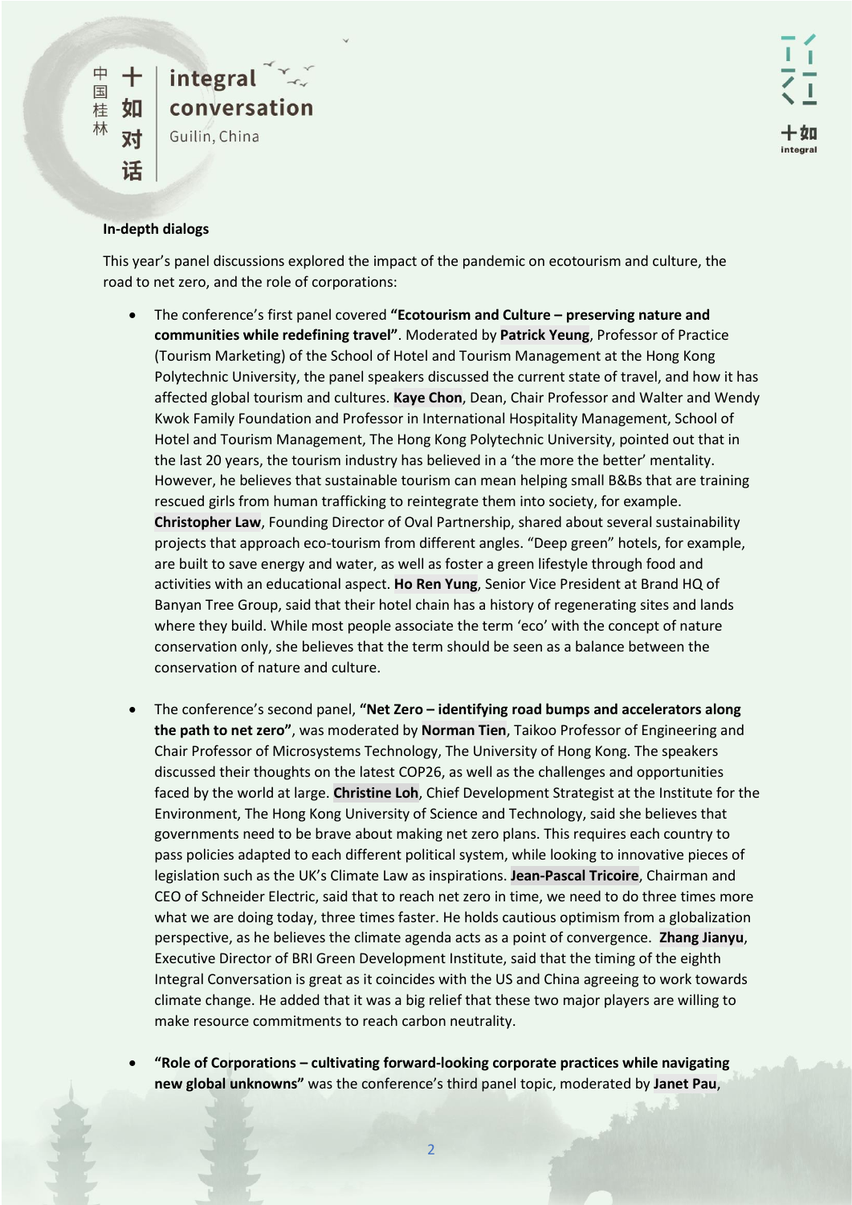**In-depth dialogs**

This year's panel discussions explored the impact of the pandemic on ecotourism and culture, the road to net zero, and the role of corporations:

- The conference's first panel covered **"Ecotourism and Culture – preserving nature and communities while redefining travel"**. Moderated by **Patrick Yeung**, Professor of Practice (Tourism Marketing) of the School of Hotel and Tourism Management at the Hong Kong Polytechnic University, the panel speakers discussed the current state of travel, and how it has affected global tourism and cultures. **Kaye Chon**, Dean, Chair Professor and Walter and Wendy Kwok Family Foundation and Professor in International Hospitality Management, School of Hotel and Tourism Management, The Hong Kong Polytechnic University, pointed out that in the last 20 years, the tourism industry has believed in a 'the more the better' mentality. However, he believes that sustainable tourism can mean helping small B&Bs that are training rescued girls from human trafficking to reintegrate them into society, for example. **Christopher Law**, Founding Director of Oval Partnership, shared about several sustainability projects that approach eco-tourism from different angles. "Deep green" hotels, for example, are built to save energy and water, as well as foster a green lifestyle through food and activities with an educational aspect. **Ho Ren Yung**, Senior Vice President at Brand HQ of Banyan Tree Group, said that their hotel chain has a history of regenerating sites and lands where they build. While most people associate the term 'eco' with the concept of nature conservation only, she believes that the term should be seen as a balance between the conservation of nature and culture.

- The conference's second panel, **"Net Zero – identifying road bumps and accelerators along the path to net zero"**, was moderated by **Norman Tien**, Taikoo Professor of Engineering and Chair Professor of Microsystems Technology, The University of Hong Kong. The speakers discussed their thoughts on the latest COP26, as well as the challenges and opportunities faced by the world at large. **Christine Loh**, Chief Development Strategist at the Institute for the Environment, The Hong Kong University of Science and Technology, said she believes that governments need to be brave about making net zero plans. This requires each country to pass policies adapted to each different political system, while looking to innovative pieces of legislation such as the UK's Climate Law as inspirations. **Jean-Pascal Tricoire**, Chairman and CEO of Schneider Electric, said that to reach net zero in time, we need to do three times more what we are doing today, three times faster. He holds cautious optimism from a globalization perspective, as he believes the climate agenda acts as a point of convergence. **Zhang Jianyu**, Executive Director of BRI Green Development Institute, said that the timing of the eighth Integral Conversation is great as it coincides with the US and China agreeing to work towards climate change. He added that it was a big relief that these two major players are willing to make resource commitments to reach carbon neutrality.

- **"Role of Corporations – cultivating forward-looking corporate practices while navigating new global unknowns"** was the conference's third panel topic, moderated by **Janet Pau**,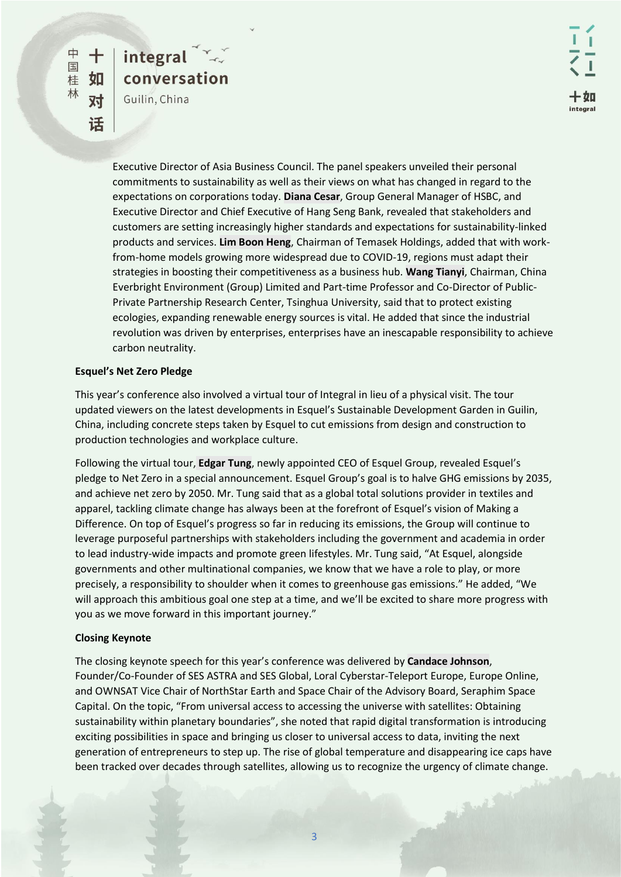Executive Director of Asia Business Council. The panel speakers unveiled their personal commitments to sustainability as well as their views on what has changed in regard to the expectations on corporations today. **Diana Cesar**, Group General Manager of HSBC, and Executive Director and Chief Executive of Hang Seng Bank, revealed that stakeholders and customers are setting increasingly higher standards and expectations for sustainability-linked products and services. **Lim Boon Heng**, Chairman of Temasek Holdings, added that with work-from-home models growing more widespread due to COVID-19, regions must adapt their strategies in boosting their competitiveness as a business hub. **Wang Tianyi**, Chairman, China Everbright Environment (Group) Limited and Part-time Professor and Co-Director of Public-Private Partnership Research Center, Tsinghua University, said that to protect existing ecologies, expanding renewable energy sources is vital. He added that since the industrial revolution was driven by enterprises, enterprises have an inescapable responsibility to achieve carbon neutrality.

**Esquel's Net Zero Pledge**

This year's conference also involved a virtual tour of Integral in lieu of a physical visit. The tour updated viewers on the latest developments in Esquel's Sustainable Development Garden in Guilin, China, including concrete steps taken by Esquel to cut emissions from design and construction to production technologies and workplace culture.

Following the virtual tour, **Edgar Tung**, newly appointed CEO of Esquel Group, revealed Esquel's pledge to Net Zero in a special announcement. Esquel Group's goal is to halve GHG emissions by 2035, and achieve net zero by 2050. Mr. Tung said that as a global total solutions provider in textiles and apparel, tackling climate change has always been at the forefront of Esquel's vision of Making a Difference. On top of Esquel's progress so far in reducing its emissions, the Group will continue to leverage purposeful partnerships with stakeholders including the government and academia in order to lead industry-wide impacts and promote green lifestyles. Mr. Tung said, "At Esquel, alongside governments and other multinational companies, we know that we have a role to play, or more precisely, a responsibility to shoulder when it comes to greenhouse gas emissions." He added, "We will approach this ambitious goal one step at a time, and we'll be excited to share more progress with you as we move forward in this important journey."

**Closing Keynote**

The closing keynote speech for this year's conference was delivered by **Candace Johnson**, Founder/Co-Founder of SES ASTRA and SES Global, Loral Cyberstar-Teleport Europe, Europe Online, and OWNSAT Vice Chair of NorthStar Earth and Space Chair of the Advisory Board, Seraphim Space Capital. On the topic, "From universal access to accessing the universe with satellites: Obtaining sustainability within planetary boundaries", she noted that rapid digital transformation is introducing exciting possibilities in space and bringing us closer to universal access to data, inviting the next generation of entrepreneurs to step up. The rise of global temperature and disappearing ice caps have been tracked over decades through satellites, allowing us to recognize the urgency of climate change.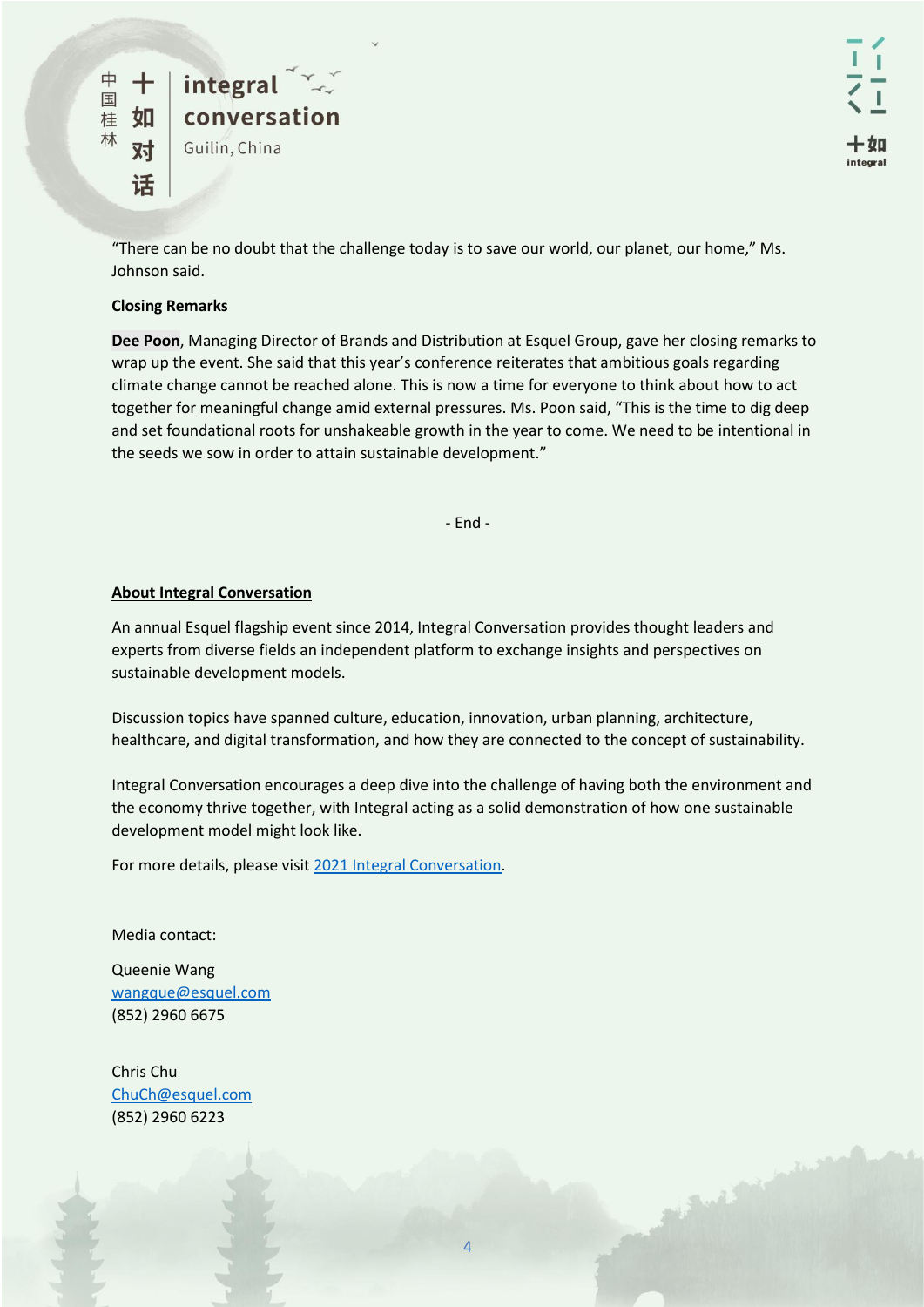"There can be no doubt that the challenge today is to save our world, our planet, our home," Ms. Johnson said.

**Closing Remarks**

**Dee Poon**, Managing Director of Brands and Distribution at Esquel Group, gave her closing remarks to wrap up the event. She said that this year's conference reiterates that ambitious goals regarding climate change cannot be reached alone. This is now a time for everyone to think about how to act together for meaningful change amid external pressures. Ms. Poon said, "This is the time to dig deep and set foundational roots for unshakeable growth in the year to come. We need to be intentional in the seeds we sow in order to attain sustainable development."

- End -

**About Integral Conversation**

An annual Esquel flagship event since 2014, Integral Conversation provides thought leaders and experts from diverse fields an independent platform to exchange insights and perspectives on sustainable development models.

Discussion topics have spanned culture, education, innovation, urban planning, architecture, healthcare, and digital transformation, and how they are connected to the concept of sustainability.

Integral Conversation encourages a deep dive into the challenge of having both the environment and the economy thrive together, with Integral acting as a solid demonstration of how one sustainable development model might look like.

For more details, please visit 2021 Integral Conversation.

Media contact:

Queenie Wang
wangque@esquel.com
(852) 2960 6675

Chris Chu
ChuCh@esquel.com
(852) 2960 6223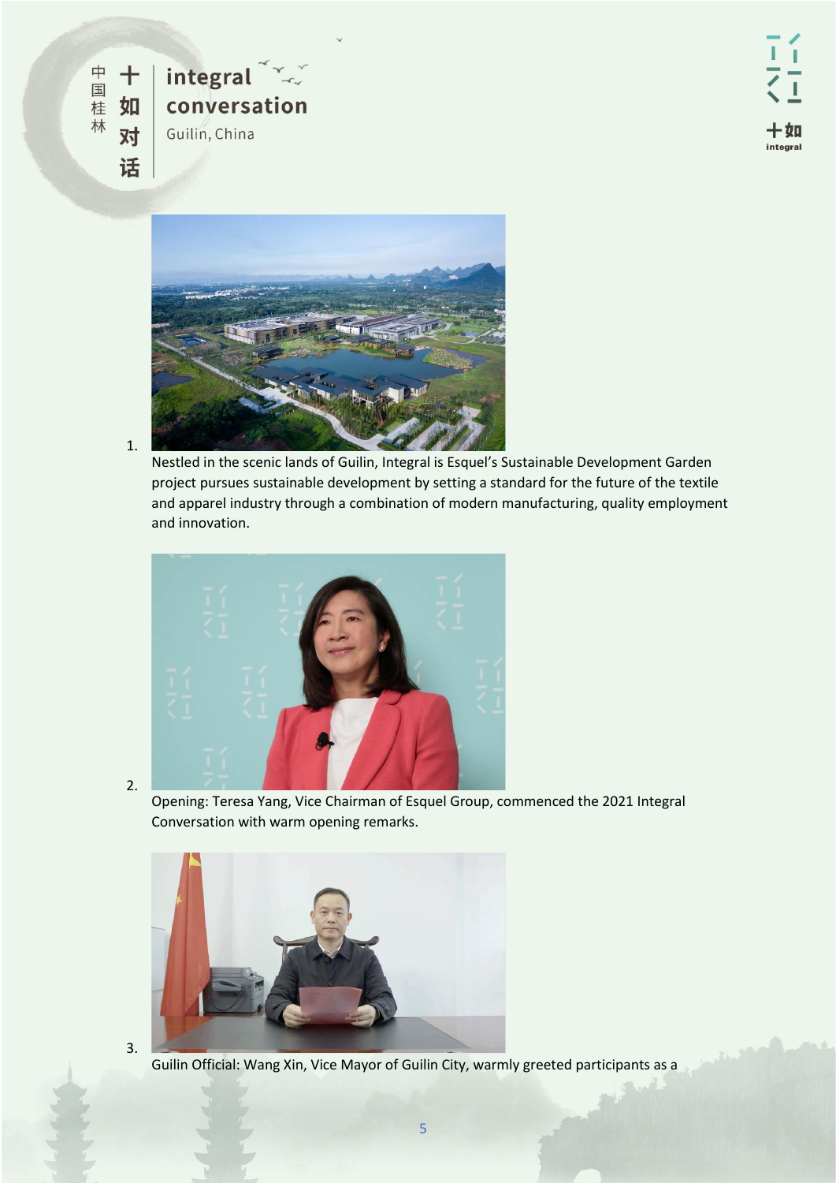1. Nestled in the scenic lands of Guilin, Integral is Esquel's Sustainable Development Garden project pursues sustainable development by setting a standard for the future of the textile and apparel industry through a combination of modern manufacturing, quality employment and innovation.

2. Opening: Teresa Yang, Vice Chairman of Esquel Group, commenced the 2021 Integral Conversation with warm opening remarks.

3. Guilin Official: Wang Xin, Vice Mayor of Guilin City, warmly greeted participants as a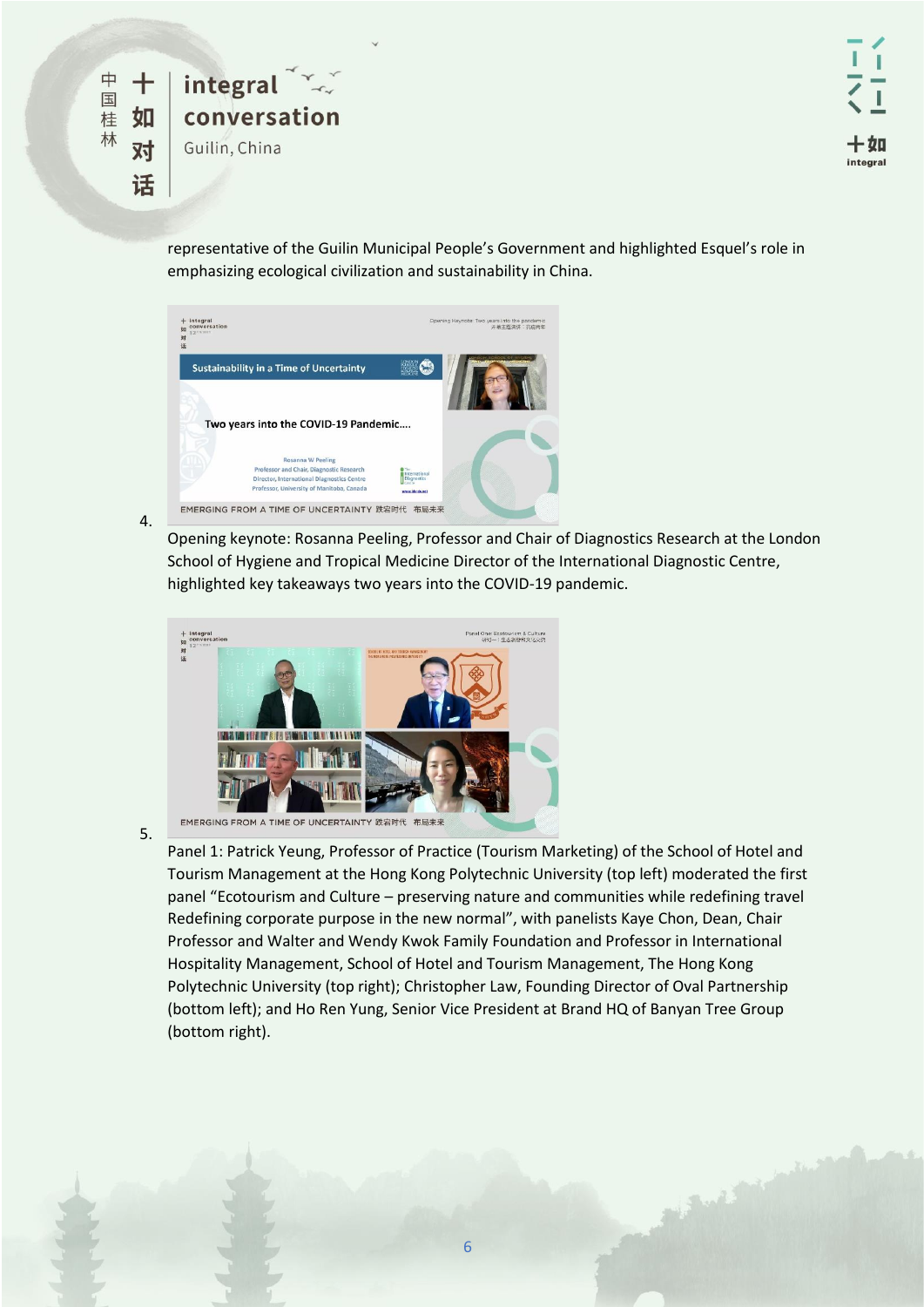representative of the Guilin Municipal People's Government and highlighted Esquel's role in emphasizing ecological civilization and sustainability in China.

4. Opening keynote: Rosanna Peeling, Professor and Chair of Diagnostics Research at the London School of Hygiene and Tropical Medicine Director of the International Diagnostic Centre, highlighted key takeaways two years into the COVID-19 pandemic.

5. Panel 1: Patrick Yeung, Professor of Practice (Tourism Marketing) of the School of Hotel and Tourism Management at the Hong Kong Polytechnic University (top left) moderated the first panel "Ecotourism and Culture – preserving nature and communities while redefining travel Redefining corporate purpose in the new normal", with panelists Kaye Chon, Dean, Chair Professor and Walter and Wendy Kwok Family Foundation and Professor in International Hospitality Management, School of Hotel and Tourism Management, The Hong Kong Polytechnic University (top right); Christopher Law, Founding Director of Oval Partnership (bottom left); and Ho Ren Yung, Senior Vice President at Brand HQ of Banyan Tree Group (bottom right).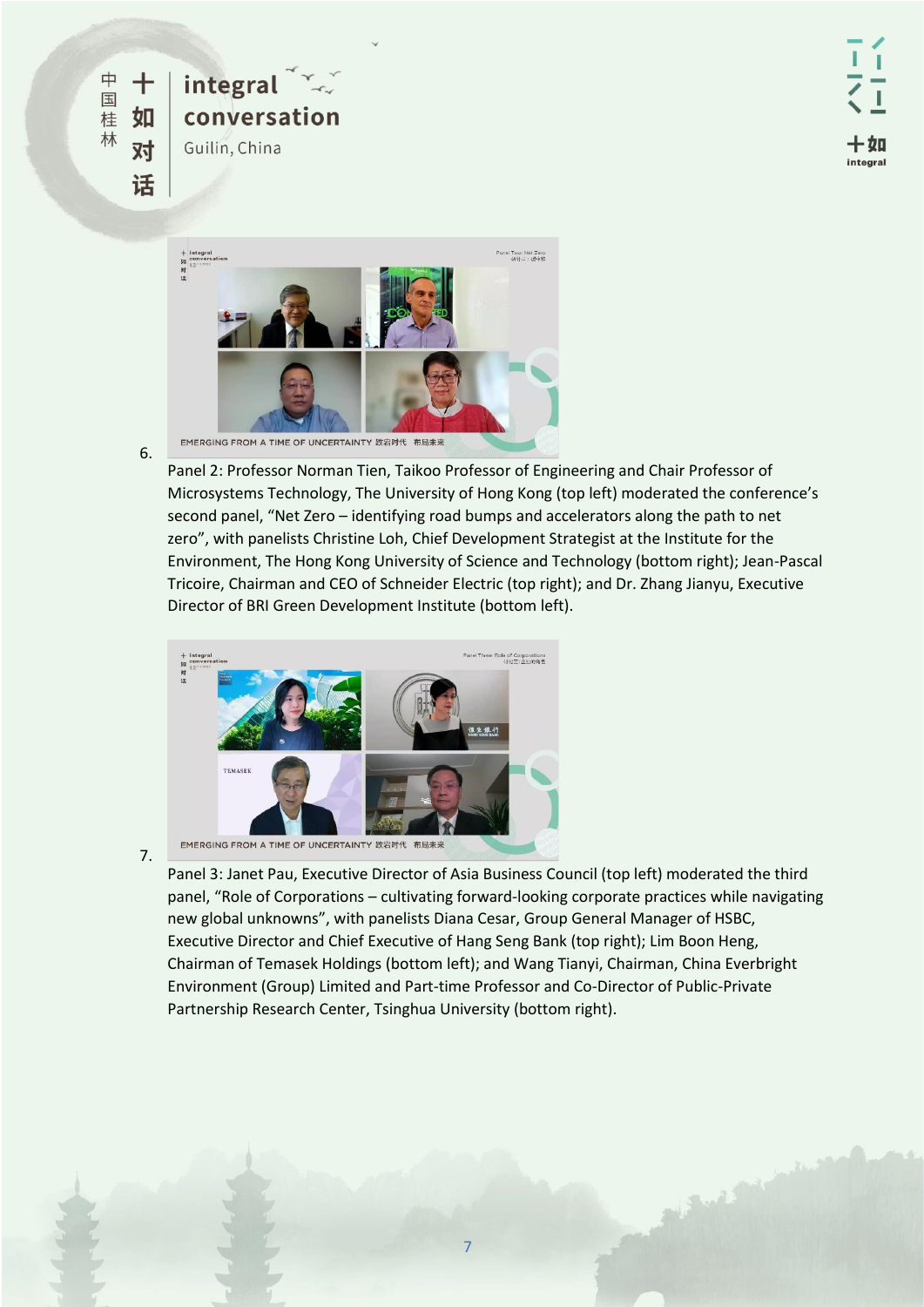6. Panel 2: Professor Norman Tien, Taikoo Professor of Engineering and Chair Professor of Microsystems Technology, The University of Hong Kong (top left) moderated the conference's second panel, "Net Zero – identifying road bumps and accelerators along the path to net zero", with panelists Christine Loh, Chief Development Strategist at the Institute for the Environment, The Hong Kong University of Science and Technology (bottom right); Jean-Pascal Tricoire, Chairman and CEO of Schneider Electric (top right); and Dr. Zhang Jianyu, Executive Director of BRI Green Development Institute (bottom left).

7. Panel 3: Janet Pau, Executive Director of Asia Business Council (top left) moderated the third panel, "Role of Corporations – cultivating forward-looking corporate practices while navigating new global unknowns", with panelists Diana Cesar, Group General Manager of HSBC, Executive Director and Chief Executive of Hang Seng Bank (top right); Lim Boon Heng, Chairman of Temasek Holdings (bottom left); and Wang Tianyi, Chairman, China Everbright Environment (Group) Limited and Part-time Professor and Co-Director of Public-Private Partnership Research Center, Tsinghua University (bottom right).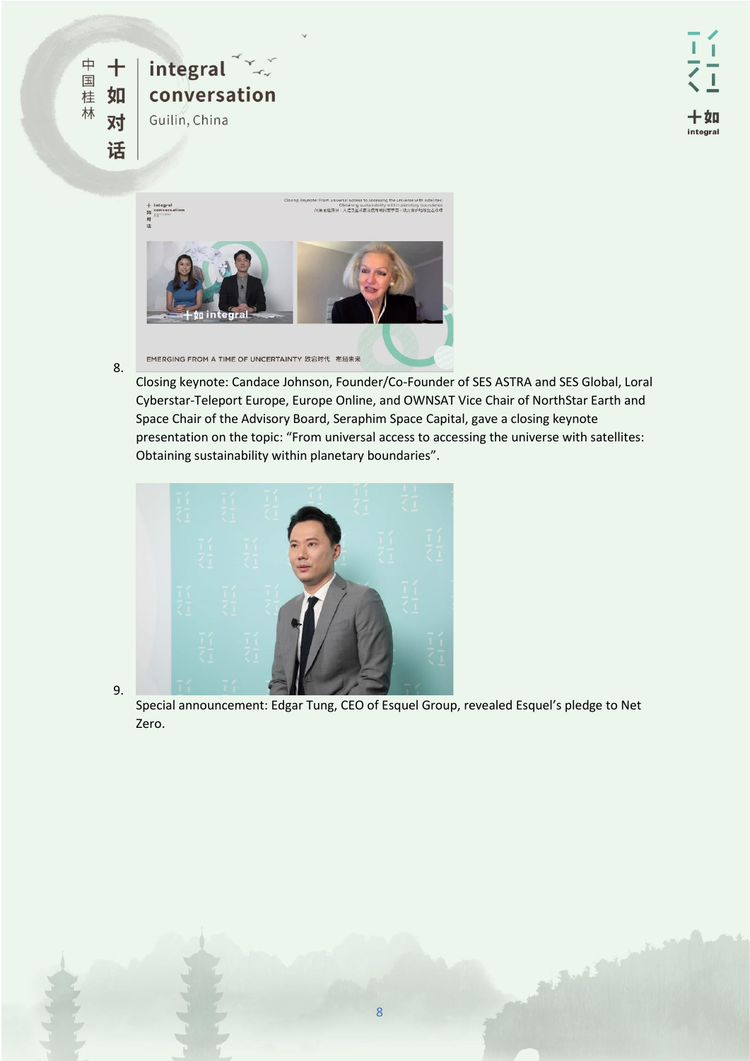8. Closing keynote: Candace Johnson, Founder/Co-Founder of SES ASTRA and SES Global, Loral Cyberstar-Teleport Europe, Europe Online, and OWNSAT Vice Chair of NorthStar Earth and Space Chair of the Advisory Board, Seraphim Space Capital, gave a closing keynote presentation on the topic: "From universal access to accessing the universe with satellites: Obtaining sustainability within planetary boundaries".

9. Special announcement: Edgar Tung, CEO of Esquel Group, revealed Esquel's pledge to Net Zero.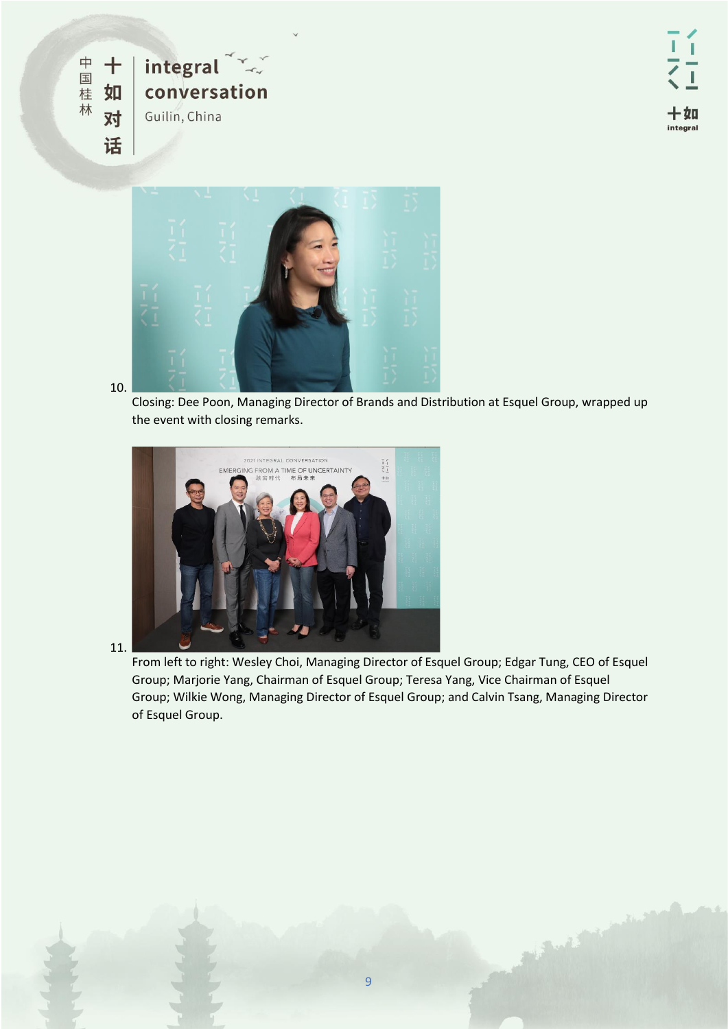10. Closing: Dee Poon, Managing Director of Brands and Distribution at Esquel Group, wrapped up the event with closing remarks.

11. From left to right: Wesley Choi, Managing Director of Esquel Group; Edgar Tung, CEO of Esquel Group; Marjorie Yang, Chairman of Esquel Group; Teresa Yang, Vice Chairman of Esquel Group; Wilkie Wong, Managing Director of Esquel Group; and Calvin Tsang, Managing Director of Esquel Group.